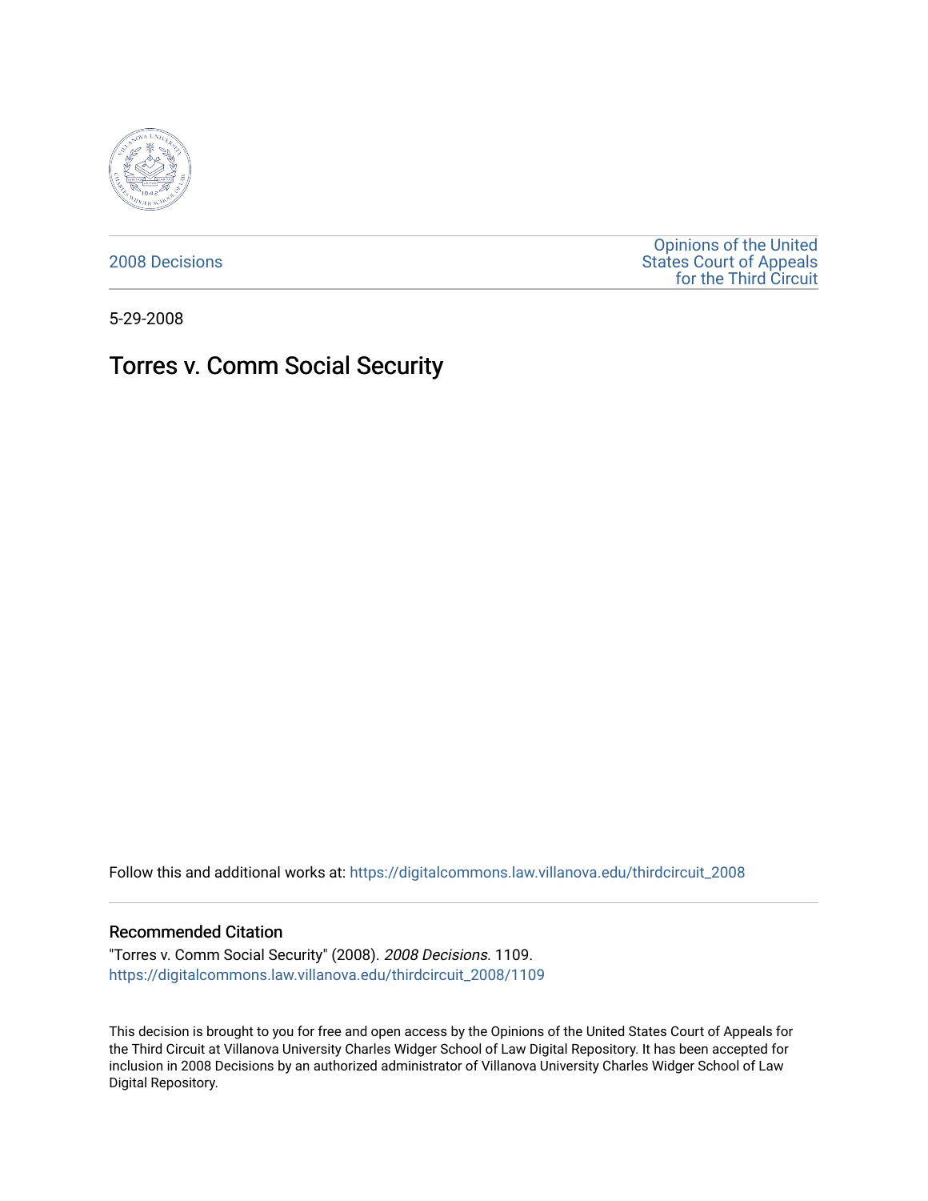2008 Decisions

Opinions of the United States Court of Appeals for the Third Circuit

5-29-2008

# Torres v. Comm Social Security

Follow this and additional works at: https://digitalcommons.law.villanova.edu/thirdcircuit_2008

## Recommended Citation

"Torres v. Comm Social Security" (2008). *2008 Decisions*. 1109.
https://digitalcommons.law.villanova.edu/thirdcircuit_2008/1109

This decision is brought to you for free and open access by the Opinions of the United States Court of Appeals for the Third Circuit at Villanova University Charles Widger School of Law Digital Repository. It has been accepted for inclusion in 2008 Decisions by an authorized administrator of Villanova University Charles Widger School of Law Digital Repository.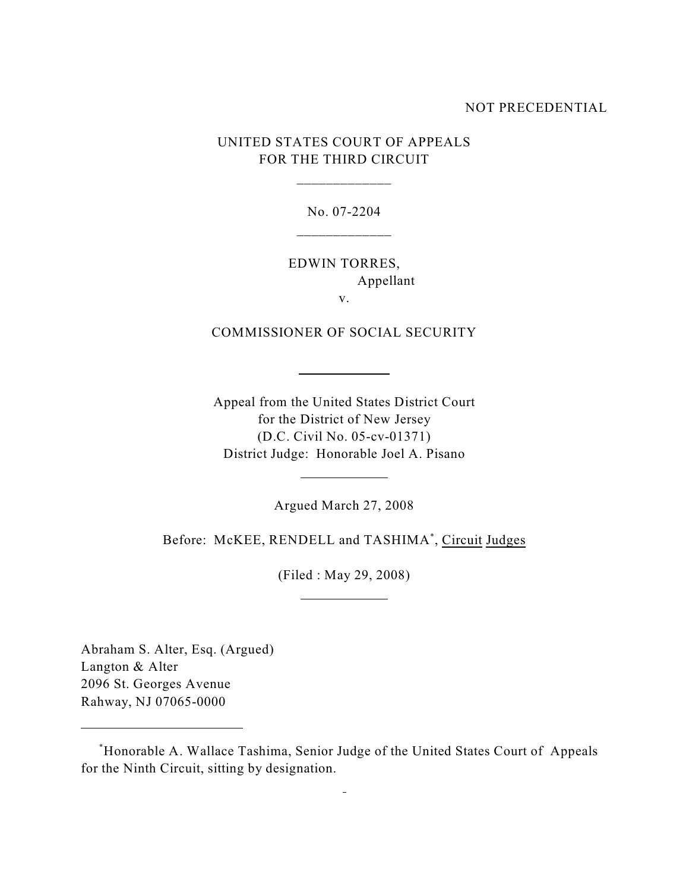NOT PRECEDENTIAL

UNITED STATES COURT OF APPEALS
FOR THE THIRD CIRCUIT

No. 07-2204

EDWIN TORRES,
Appellant

v.

COMMISSIONER OF SOCIAL SECURITY

Appeal from the United States District Court
for the District of New Jersey
(D.C. Civil No. 05-cv-01371)
District Judge: Honorable Joel A. Pisano

Argued March 27, 2008

Before: McKEE, RENDELL and TASHIMA[*], Circuit Judges

(Filed : May 29, 2008)

Abraham S. Alter, Esq. (Argued)
Langton & Alter
2096 St. Georges Avenue
Rahway, NJ 07065-0000

[*]Honorable A. Wallace Tashima, Senior Judge of the United States Court of Appeals for the Ninth Circuit, sitting by designation.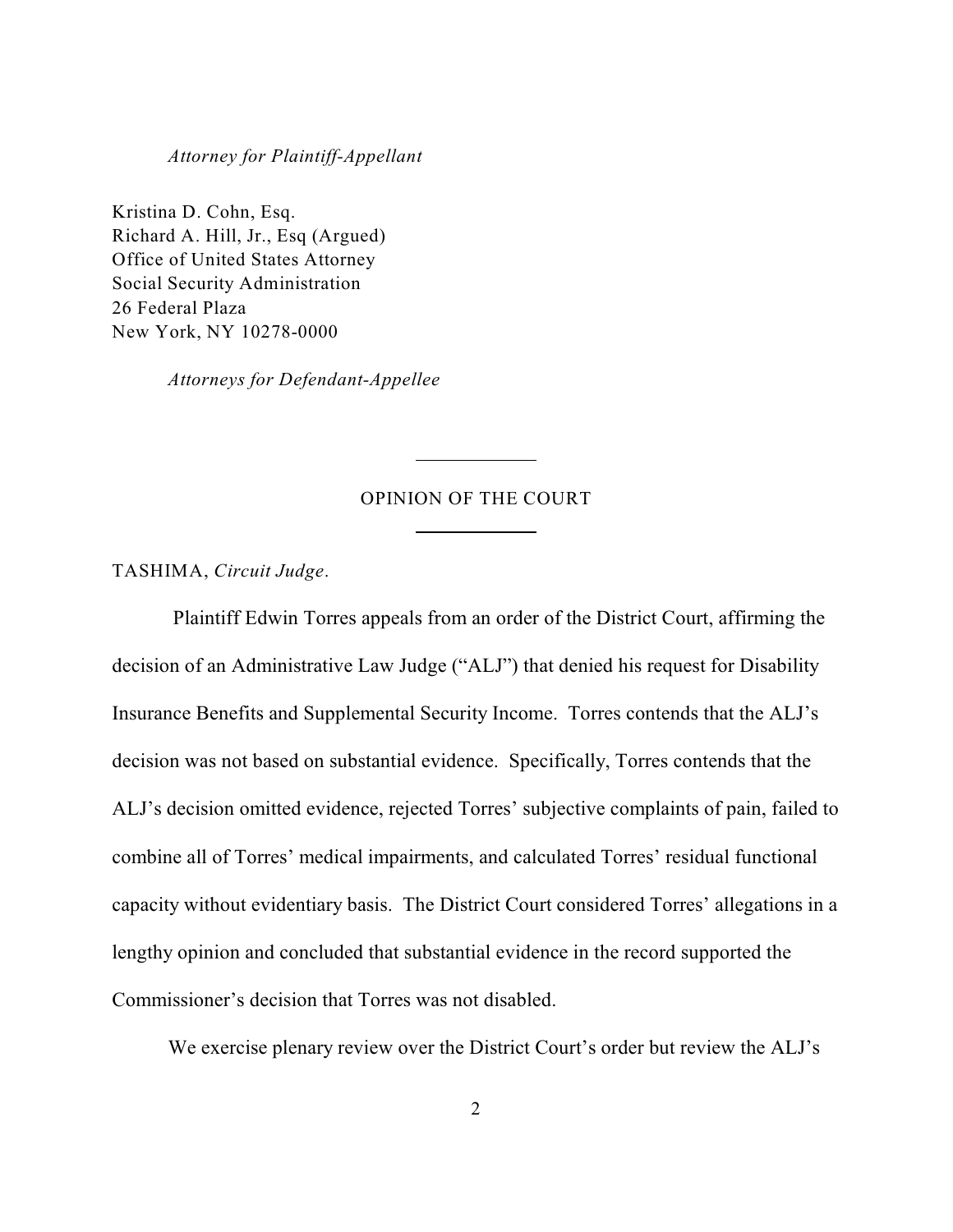*Attorney for Plaintiff-Appellant*

Kristina D. Cohn, Esq.
Richard A. Hill, Jr., Esq (Argued)
Office of United States Attorney
Social Security Administration
26 Federal Plaza
New York, NY 10278-0000

*Attorneys for Defendant-Appellee*

OPINION OF THE COURT

TASHIMA, *Circuit Judge*.

Plaintiff Edwin Torres appeals from an order of the District Court, affirming the decision of an Administrative Law Judge ("ALJ") that denied his request for Disability Insurance Benefits and Supplemental Security Income. Torres contends that the ALJ's decision was not based on substantial evidence. Specifically, Torres contends that the ALJ's decision omitted evidence, rejected Torres' subjective complaints of pain, failed to combine all of Torres' medical impairments, and calculated Torres' residual functional capacity without evidentiary basis. The District Court considered Torres' allegations in a lengthy opinion and concluded that substantial evidence in the record supported the Commissioner's decision that Torres was not disabled.

We exercise plenary review over the District Court's order but review the ALJ's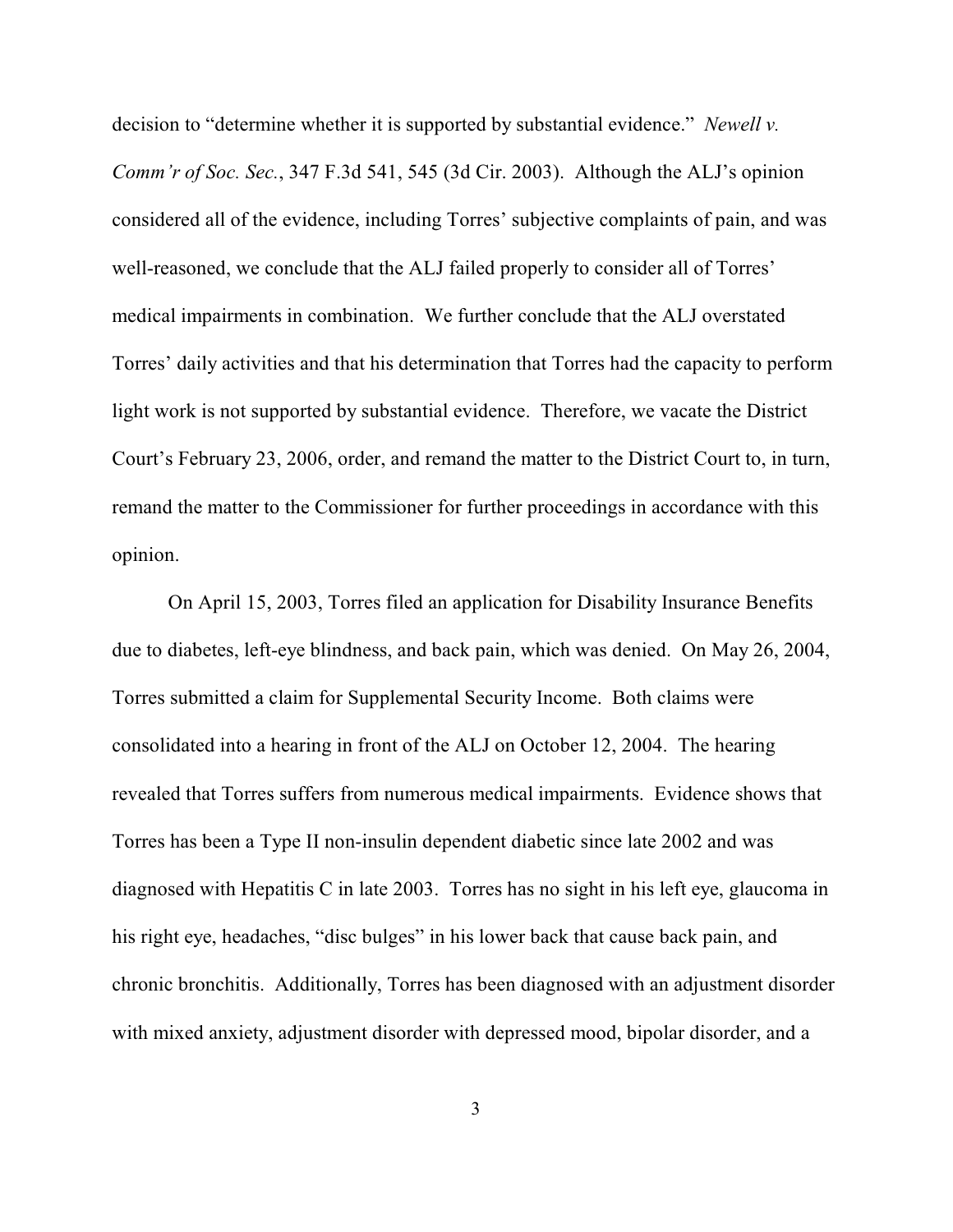decision to "determine whether it is supported by substantial evidence." *Newell v. Comm'r of Soc. Sec.*, 347 F.3d 541, 545 (3d Cir. 2003). Although the ALJ's opinion considered all of the evidence, including Torres' subjective complaints of pain, and was well-reasoned, we conclude that the ALJ failed properly to consider all of Torres' medical impairments in combination. We further conclude that the ALJ overstated Torres' daily activities and that his determination that Torres had the capacity to perform light work is not supported by substantial evidence. Therefore, we vacate the District Court's February 23, 2006, order, and remand the matter to the District Court to, in turn, remand the matter to the Commissioner for further proceedings in accordance with this opinion.

On April 15, 2003, Torres filed an application for Disability Insurance Benefits due to diabetes, left-eye blindness, and back pain, which was denied. On May 26, 2004, Torres submitted a claim for Supplemental Security Income. Both claims were consolidated into a hearing in front of the ALJ on October 12, 2004. The hearing revealed that Torres suffers from numerous medical impairments. Evidence shows that Torres has been a Type II non-insulin dependent diabetic since late 2002 and was diagnosed with Hepatitis C in late 2003. Torres has no sight in his left eye, glaucoma in his right eye, headaches, "disc bulges" in his lower back that cause back pain, and chronic bronchitis. Additionally, Torres has been diagnosed with an adjustment disorder with mixed anxiety, adjustment disorder with depressed mood, bipolar disorder, and a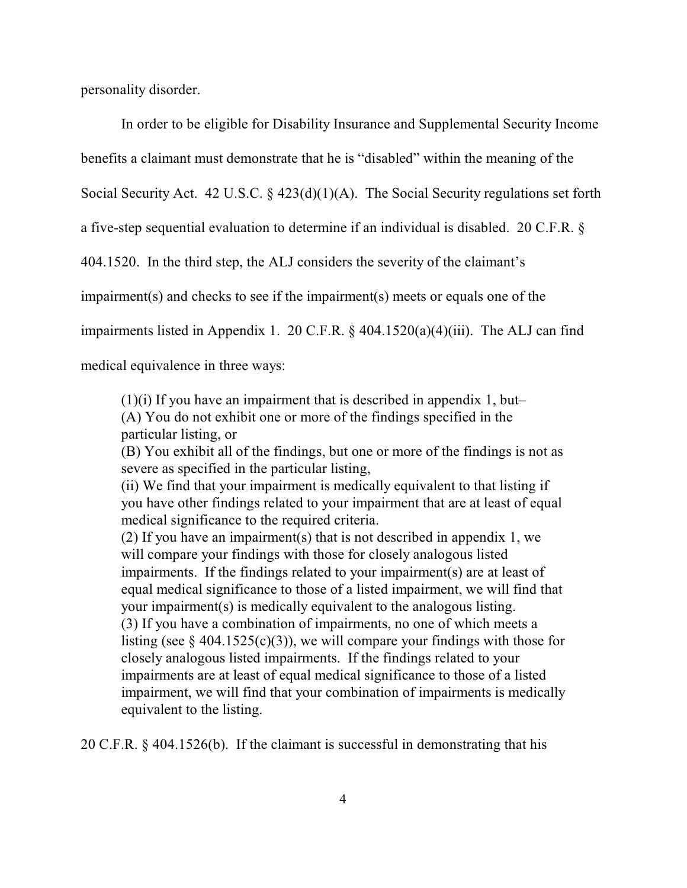personality disorder.

In order to be eligible for Disability Insurance and Supplemental Security Income benefits a claimant must demonstrate that he is "disabled" within the meaning of the Social Security Act. 42 U.S.C. § 423(d)(1)(A). The Social Security regulations set forth a five-step sequential evaluation to determine if an individual is disabled. 20 C.F.R. § 404.1520. In the third step, the ALJ considers the severity of the claimant's impairment(s) and checks to see if the impairment(s) meets or equals one of the impairments listed in Appendix 1. 20 C.F.R. § 404.1520(a)(4)(iii). The ALJ can find medical equivalence in three ways:

> (1)(i) If you have an impairment that is described in appendix 1, but–
> (A) You do not exhibit one or more of the findings specified in the particular listing, or
> (B) You exhibit all of the findings, but one or more of the findings is not as severe as specified in the particular listing,
> (ii) We find that your impairment is medically equivalent to that listing if you have other findings related to your impairment that are at least of equal medical significance to the required criteria.
> (2) If you have an impairment(s) that is not described in appendix 1, we will compare your findings with those for closely analogous listed impairments. If the findings related to your impairment(s) are at least of equal medical significance to those of a listed impairment, we will find that your impairment(s) is medically equivalent to the analogous listing.
> (3) If you have a combination of impairments, no one of which meets a listing (see § 404.1525(c)(3)), we will compare your findings with those for closely analogous listed impairments. If the findings related to your impairments are at least of equal medical significance to those of a listed impairment, we will find that your combination of impairments is medically equivalent to the listing.

20 C.F.R. § 404.1526(b). If the claimant is successful in demonstrating that his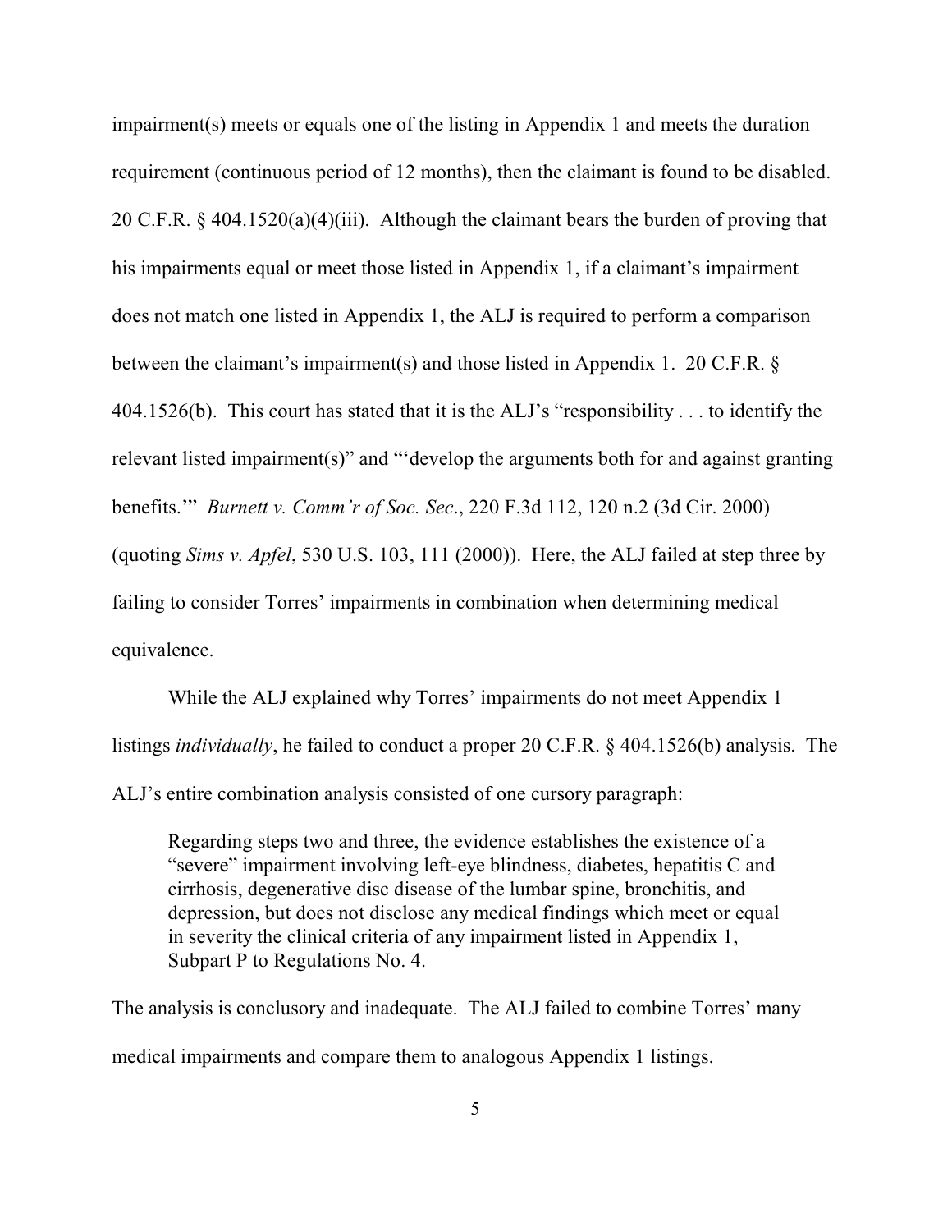impairment(s) meets or equals one of the listing in Appendix 1 and meets the duration requirement (continuous period of 12 months), then the claimant is found to be disabled. 20 C.F.R. § 404.1520(a)(4)(iii). Although the claimant bears the burden of proving that his impairments equal or meet those listed in Appendix 1, if a claimant's impairment does not match one listed in Appendix 1, the ALJ is required to perform a comparison between the claimant's impairment(s) and those listed in Appendix 1. 20 C.F.R. § 404.1526(b). This court has stated that it is the ALJ's "responsibility . . . to identify the relevant listed impairment(s)" and "'develop the arguments both for and against granting benefits.'" *Burnett v. Comm'r of Soc. Sec*., 220 F.3d 112, 120 n.2 (3d Cir. 2000) (quoting *Sims v. Apfel*, 530 U.S. 103, 111 (2000)). Here, the ALJ failed at step three by failing to consider Torres' impairments in combination when determining medical equivalence.

While the ALJ explained why Torres' impairments do not meet Appendix 1 listings *individually*, he failed to conduct a proper 20 C.F.R. § 404.1526(b) analysis. The ALJ's entire combination analysis consisted of one cursory paragraph:

> Regarding steps two and three, the evidence establishes the existence of a "severe" impairment involving left-eye blindness, diabetes, hepatitis C and cirrhosis, degenerative disc disease of the lumbar spine, bronchitis, and depression, but does not disclose any medical findings which meet or equal in severity the clinical criteria of any impairment listed in Appendix 1, Subpart P to Regulations No. 4.

The analysis is conclusory and inadequate. The ALJ failed to combine Torres' many medical impairments and compare them to analogous Appendix 1 listings.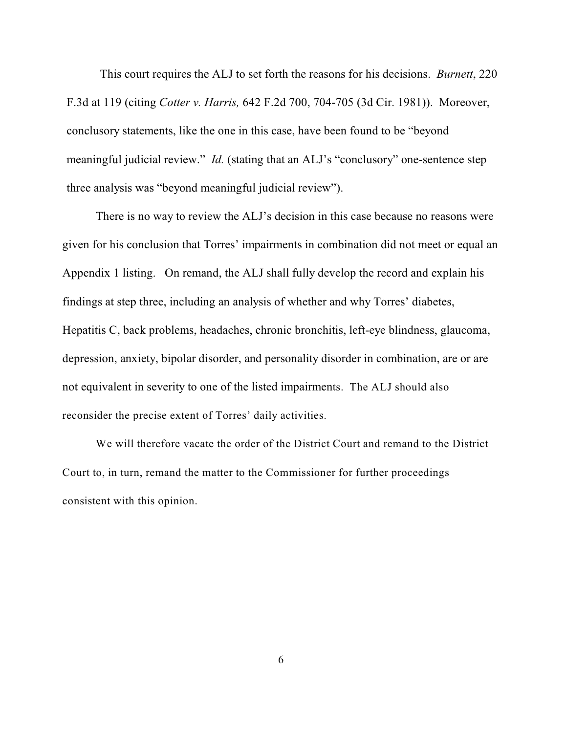This court requires the ALJ to set forth the reasons for his decisions. *Burnett*, 220 F.3d at 119 (citing *Cotter v. Harris,* 642 F.2d 700, 704-705 (3d Cir. 1981)). Moreover, conclusory statements, like the one in this case, have been found to be "beyond meaningful judicial review." *Id.* (stating that an ALJ's "conclusory" one-sentence step three analysis was "beyond meaningful judicial review").

There is no way to review the ALJ's decision in this case because no reasons were given for his conclusion that Torres' impairments in combination did not meet or equal an Appendix 1 listing. On remand, the ALJ shall fully develop the record and explain his findings at step three, including an analysis of whether and why Torres' diabetes, Hepatitis C, back problems, headaches, chronic bronchitis, left-eye blindness, glaucoma, depression, anxiety, bipolar disorder, and personality disorder in combination, are or are not equivalent in severity to one of the listed impairments. The ALJ should also reconsider the precise extent of Torres' daily activities.

We will therefore vacate the order of the District Court and remand to the District Court to, in turn, remand the matter to the Commissioner for further proceedings consistent with this opinion.